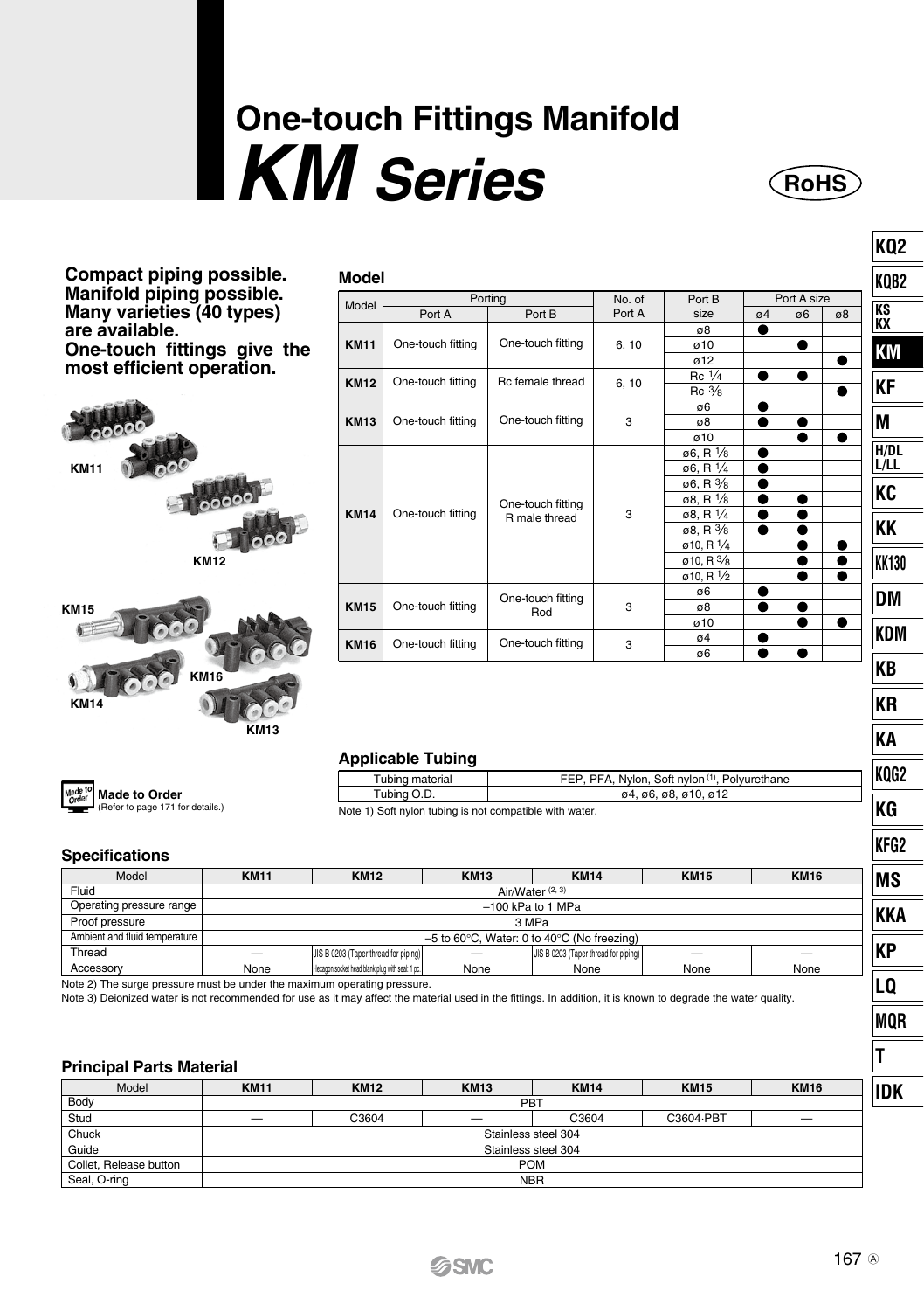# One-touch Fittings Manifold
# *KM Series*

RoHS

**Compact piping possible.**
**Manifold piping possible.**
**Many varieties (40 types) are available.**
**One-touch fittings give the most efficient operation.**

KM11

KM12

KM15

KM16

KM14

KM13

**Made to Order**
(Refer to page 171 for details.)

### Model

| Model | Porting | | No. of Port A | Port B size | Port A size | | |
|---|---|---|---|---|---|---|---|
| | Port A | Port B | | | ø4 | ø6 | ø8 |
| KM11 | One-touch fitting | One-touch fitting | 6, 10 | ø8 | ● | | |
| | | | | ø10 | | ● | |
| | | | | ø12 | | | ● |
| KM12 | One-touch fitting | Rc female thread | 6, 10 | Rc 1/4 | ● | ● | |
| | | | | Rc 3/8 | | | ● |
| KM13 | One-touch fitting | One-touch fitting | 3 | ø6 | ● | | |
| | | | | ø8 | ● | ● | |
| | | | | ø10 | | ● | ● |
| KM14 | One-touch fitting | One-touch fitting R male thread | 3 | ø6, R 1/8 | ● | | |
| | | | | ø6, R 1/4 | ● | | |
| | | | | ø6, R 3/8 | ● | | |
| | | | | ø8, R 1/8 | ● | ● | |
| | | | | ø8, R 1/4 | ● | ● | |
| | | | | ø8, R 3/8 | ● | ● | |
| | | | | ø10, R 1/4 | | ● | ● |
| | | | | ø10, R 3/8 | | ● | ● |
| | | | | ø10, R 1/2 | | ● | ● |
| KM15 | One-touch fitting | One-touch fitting Rod | 3 | ø6 | ● | | |
| | | | | ø8 | ● | ● | |
| | | | | ø10 | | ● | ● |
| KM16 | One-touch fitting | One-touch fitting | 3 | ø4 | ● | | |
| | | | | ø6 | ● | ● | |

### Applicable Tubing

| Tubing material | FEP, PFA, Nylon, Soft nylon [1], Polyurethane |
|---|---|
| Tubing O.D. | ø4, ø6, ø8, ø10, ø12 |

Note 1) Soft nylon tubing is not compatible with water.

### Specifications

| Model | KM11 | KM12 | KM13 | KM14 | KM15 | KM16 |
|---|---|---|---|---|---|---|
| Fluid | Air/Water [2, 3] | | | | | |
| Operating pressure range | –100 kPa to 1 MPa | | | | | |
| Proof pressure | 3 MPa | | | | | |
| Ambient and fluid temperature | –5 to 60°C, Water: 0 to 40°C (No freezing) | | | | | |
| Thread | — | JIS B 0203 (Taper thread for piping) | — | JIS B 0203 (Taper thread for piping) | — | — |
| Accessory | None | Hexagon socket head blank plug with seal: 1 pc. | None | None | None | None |

Note 2) The surge pressure must be under the maximum operating pressure.
Note 3) Deionized water is not recommended for use as it may affect the material used in the fittings. In addition, it is known to degrade the water quality.

### Principal Parts Material

| Model | KM11 | KM12 | KM13 | KM14 | KM15 | KM16 |
|---|---|---|---|---|---|---|
| Body | PBT | | | | | |
| Stud | — | C3604 | — | C3604 | C3604·PBT | — |
| Chuck | Stainless steel 304 | | | | | |
| Guide | Stainless steel 304 | | | | | |
| Collet, Release button | POM | | | | | |
| Seal, O-ring | NBR | | | | | |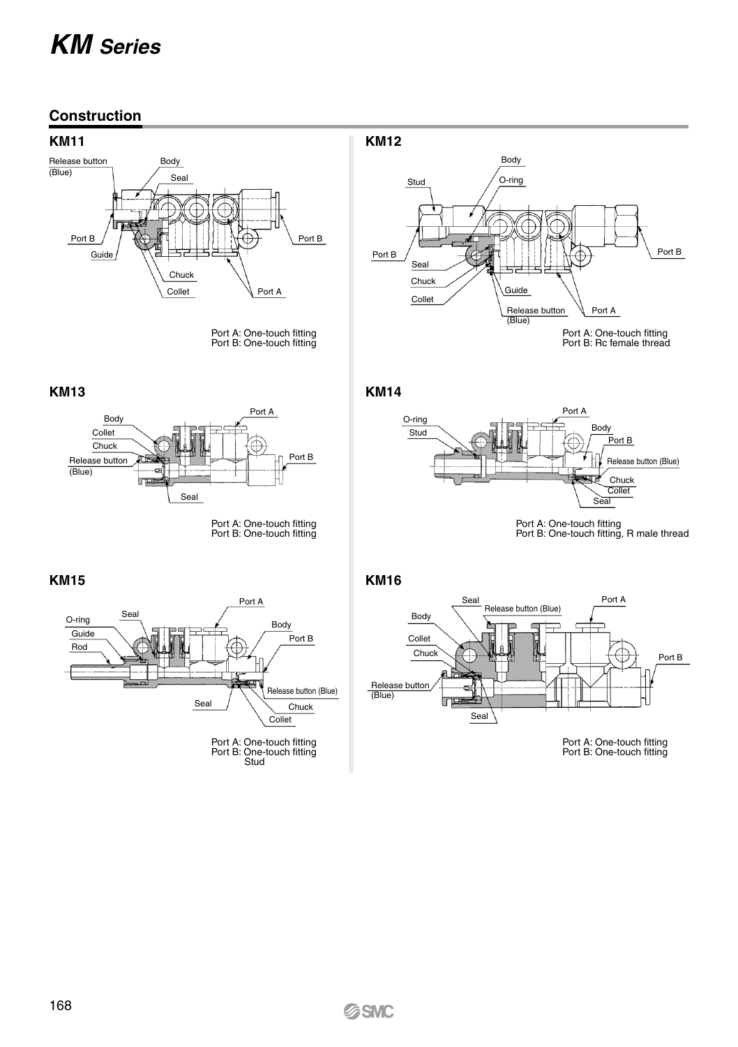# KM Series

## Construction

### KM11

Release button (Blue)

Body

Seal

Port B

Guide

Chuck

Collet

Port A

Port B

Port A: One-touch fitting
Port B: One-touch fitting

### KM12

Body

Stud

O-ring

Port B

Seal

Chuck

Collet

Guide

Release button (Blue)

Port A

Port B

Port A: One-touch fitting
Port B: Rc female thread

### KM13

Body

Collet

Chuck

Release button (Blue)

Seal

Port A

Port B

Port A: One-touch fitting
Port B: One-touch fitting

### KM14

O-ring

Stud

Port A

Body

Port B

Release button (Blue)

Chuck

Collet

Seal

Port A: One-touch fitting
Port B: One-touch fitting, R male thread

### KM15

O-ring

Guide

Rod

Seal

Port A

Body

Port B

Release button (Blue)

Seal

Chuck

Collet

Port A: One-touch fitting
Port B: One-touch fitting
Stud

### KM16

Body

Collet

Chuck

Release button (Blue)

Seal

Release button (Blue)

Port A

Port B

Seal

Port A: One-touch fitting
Port B: One-touch fitting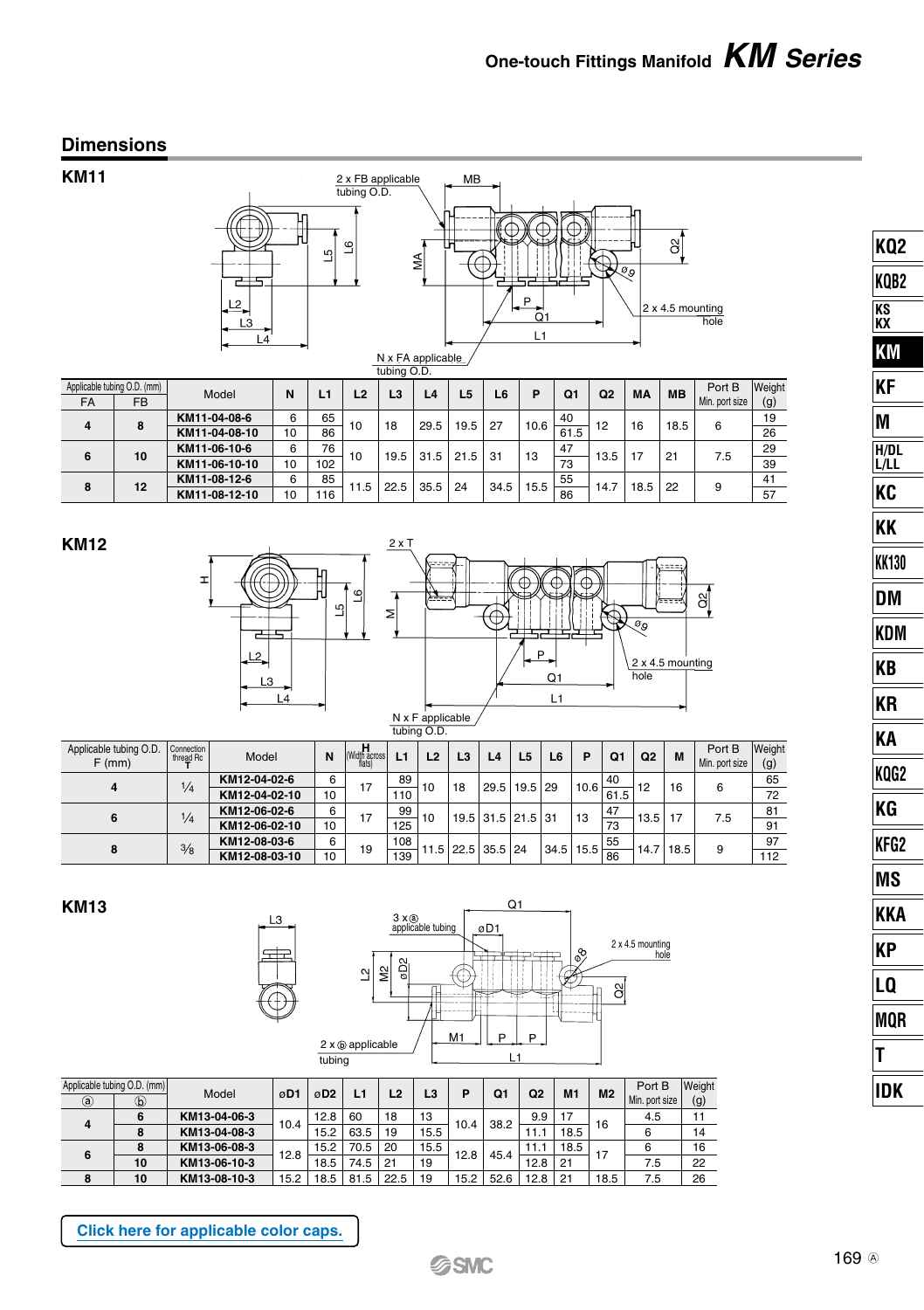# One-touch Fittings Manifold *KM Series*

## Dimensions

### KM11

2 x FB applicable tubing O.D.

N x FA applicable tubing O.D.

2 x 4.5 mounting hole

| Applicable tubing O.D. (mm) FA | Applicable tubing O.D. (mm) FB | Model | N | L1 | L2 | L3 | L4 | L5 | L6 | P | Q1 | Q2 | MA | MB | Port B Min. port size | Weight (g) |
|---|---|---|---|---|---|---|---|---|---|---|---|---|---|---|---|---|
| 4 | 8 | KM11-04-08-6 | 6 | 65 | 10 | 18 | 29.5 | 19.5 | 27 | 10.6 | 40 | 12 | 16 | 18.5 | 6 | 19 |
| | | KM11-04-08-10 | 10 | 86 | | | | | | | 61.5 | | | | | 26 |
| 6 | 10 | KM11-06-10-6 | 6 | 76 | 10 | 19.5 | 31.5 | 21.5 | 31 | 13 | 47 | 13.5 | 17 | 21 | 7.5 | 29 |
| | | KM11-06-10-10 | 10 | 102 | | | | | | | 73 | | | | | 39 |
| 8 | 12 | KM11-08-12-6 | 6 | 85 | 11.5 | 22.5 | 35.5 | 24 | 34.5 | 15.5 | 55 | 14.7 | 18.5 | 22 | 9 | 41 |
| | | KM11-08-12-10 | 10 | 116 | | | | | | | 86 | | | | | 57 |

### KM12

2 x T

N x F applicable tubing O.D.

2 x 4.5 mounting hole

| Applicable tubing O.D. F (mm) | Connection thread Rc T | Model | N | H (Width across flats) | L1 | L2 | L3 | L4 | L5 | L6 | P | Q1 | Q2 | M | Port B Min. port size | Weight (g) |
|---|---|---|---|---|---|---|---|---|---|---|---|---|---|---|---|---|
| 4 | 1/4 | KM12-04-02-6 | 6 | 17 | 89 | 10 | 18 | 29.5 | 19.5 | 29 | 10.6 | 40 | 12 | 16 | 6 | 65 |
| | | KM12-04-02-10 | 10 | | 110 | | | | | | | 61.5 | | | | 72 |
| 6 | 1/4 | KM12-06-02-6 | 6 | 17 | 99 | 10 | 19.5 | 31.5 | 21.5 | 31 | 13 | 47 | 13.5 | 17 | 7.5 | 81 |
| | | KM12-06-02-10 | 10 | | 125 | | | | | | | 73 | | | | 91 |
| 8 | 3/8 | KM12-08-03-6 | 6 | 19 | 108 | 11.5 | 22.5 | 35.5 | 24 | 34.5 | 15.5 | 55 | 14.7 | 18.5 | 9 | 97 |
| | | KM12-08-03-10 | 10 | | 139 | | | | | | | 86 | | | | 112 |

### KM13

3 x ⓐ applicable tubing

2 x ⓑ applicable tubing

2 x 4.5 mounting hole

| Applicable tubing O.D. (mm) ⓐ | Applicable tubing O.D. (mm) ⓑ | Model | øD1 | øD2 | L1 | L2 | L3 | P | Q1 | Q2 | M1 | M2 | Port B Min. port size | Weight (g) |
|---|---|---|---|---|---|---|---|---|---|---|---|---|---|---|
| 4 | 6 | KM13-04-06-3 | 10.4 | 12.8 | 60 | 18 | 13 | 10.4 | 38.2 | 9.9 | 17 | 16 | 4.5 | 11 |
| | 8 | KM13-04-08-3 | | 15.2 | 63.5 | 19 | 15.5 | | | 11.1 | 18.5 | | 6 | 14 |
| 6 | 8 | KM13-06-08-3 | 12.8 | 15.2 | 70.5 | 20 | 15.5 | 12.8 | 45.4 | 11.1 | 18.5 | 17 | 6 | 16 |
| | 10 | KM13-06-10-3 | | 18.5 | 74.5 | 21 | 19 | | | 12.8 | 21 | | 7.5 | 22 |
| 8 | 10 | KM13-08-10-3 | 15.2 | 18.5 | 81.5 | 22.5 | 19 | 15.2 | 52.6 | 12.8 | 21 | 18.5 | 7.5 | 26 |

Click here for applicable color caps.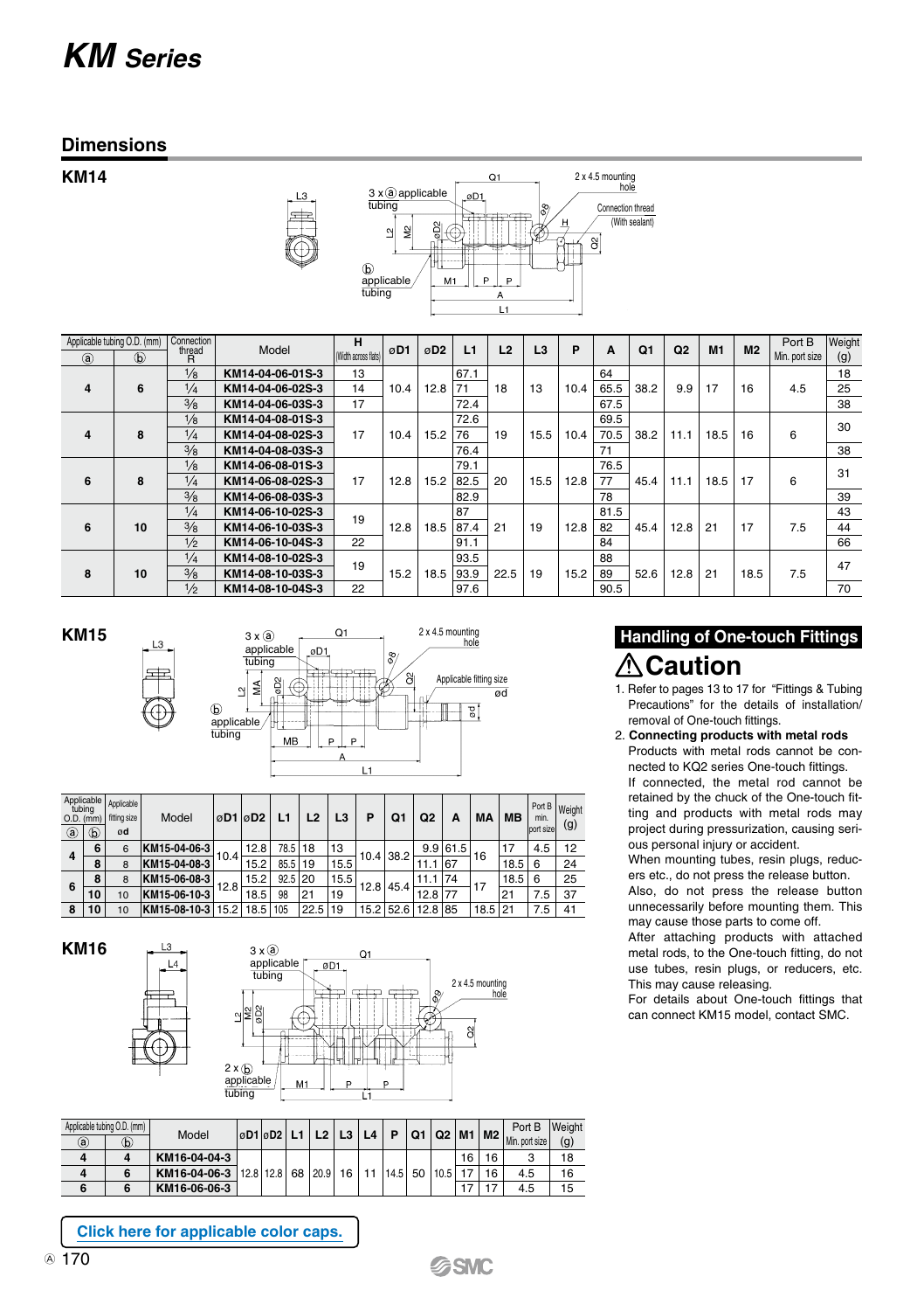# KM Series

## Dimensions

### KM14

L3

3 x ⓐ applicable tubing

øD1

Q1

2 x 4.5 mounting hole

ø8

Connection thread (With sealant)

H

Q2

L2

M2

øD2

ⓑ applicable tubing

M1

P

P

A

L1

| Applicable tubing O.D. (mm) ⓐ | ⓑ | Connection thread R | Model | H (Width across flats) | øD1 | øD2 | L1 | L2 | L3 | P | A | Q1 | Q2 | M1 | M2 | Port B Min. port size | Weight (g) |
|---|---|---|---|---|---|---|---|---|---|---|---|---|---|---|---|---|---|
| 4 | 6 | 1/8 | KM14-04-06-01S-3 | 13 | 10.4 | 12.8 | 67.1 | 18 | 13 | 10.4 | 64 | 38.2 | 9.9 | 17 | 16 | 4.5 | 18 |
| | | 1/4 | KM14-04-06-02S-3 | 14 | | | 71 | | | | 65.5 | | | | | | 25 |
| | | 3/8 | KM14-04-06-03S-3 | 17 | | | 72.4 | | | | 67.5 | | | | | | 38 |
| 4 | 8 | 1/8 | KM14-04-08-01S-3 | 17 | 10.4 | 15.2 | 72.6 | 19 | 15.5 | 10.4 | 69.5 | 38.2 | 11.1 | 18.5 | 16 | 6 | 30 |
| | | 1/4 | KM14-04-08-02S-3 | | | | 76 | | | | 70.5 | | | | | | |
| | | 3/8 | KM14-04-08-03S-3 | | | | 76.4 | | | | 71 | | | | | | 38 |
| 6 | 8 | 1/8 | KM14-06-08-01S-3 | 17 | 12.8 | 15.2 | 79.1 | 20 | 15.5 | 12.8 | 76.5 | 45.4 | 11.1 | 18.5 | 17 | 6 | 31 |
| | | 1/4 | KM14-06-08-02S-3 | | | | 82.5 | | | | 77 | | | | | | |
| | | 3/8 | KM14-06-08-03S-3 | | | | 82.9 | | | | 78 | | | | | | 39 |
| 6 | 10 | 1/4 | KM14-06-10-02S-3 | 19 | 12.8 | 18.5 | 87 | 21 | 19 | 12.8 | 81.5 | 45.4 | 12.8 | 21 | 17 | 7.5 | 43 |
| | | 3/8 | KM14-06-10-03S-3 | | | | 87.4 | | | | 82 | | | | | | 44 |
| | | 1/2 | KM14-06-10-04S-3 | 22 | | | 91.1 | | | | 84 | | | | | | 66 |
| 8 | 10 | 1/4 | KM14-08-10-02S-3 | 19 | 15.2 | 18.5 | 93.5 | 22.5 | 19 | 15.2 | 88 | 52.6 | 12.8 | 21 | 18.5 | 7.5 | 47 |
| | | 3/8 | KM14-08-10-03S-3 | | | | 93.9 | | | | 89 | | | | | | |
| | | 1/2 | KM14-08-10-04S-3 | 22 | | | 97.6 | | | | 90.5 | | | | | | 70 |

### KM15

L3

3 x ⓐ applicable tubing

øD1

Q1

2 x 4.5 mounting hole

ø8

Q2

Applicable fitting size

ød

L2

MA

øD2

ⓑ applicable tubing

MB

P

P

A

L1

| Applicable tubing O.D. (mm) ⓐ | ⓑ | Applicable fitting size ød | Model | øD1 | øD2 | L1 | L2 | L3 | P | Q1 | Q2 | A | MA | MB | Port B min. port size | Weight (g) |
|---|---|---|---|---|---|---|---|---|---|---|---|---|---|---|---|---|
| 4 | 6 | 6 | KM15-04-06-3 | 10.4 | 12.8 | 78.5 | 18 | 13 | 10.4 | 38.2 | 9.9 | 61.5 | 16 | 17 | 4.5 | 12 |
| | 8 | 8 | KM15-04-08-3 | | 15.2 | 85.5 | 19 | 15.5 | | | 11.1 | 67 | | 18.5 | 6 | 24 |
| 6 | 8 | 8 | KM15-06-08-3 | 12.8 | 15.2 | 92.5 | 20 | 15.5 | 12.8 | 45.4 | 11.1 | 74 | 17 | 18.5 | 6 | 25 |
| | 10 | 10 | KM15-06-10-3 | | 18.5 | 98 | 21 | 19 | | | 12.8 | 77 | | 21 | 7.5 | 37 |
| 8 | 10 | 10 | KM15-08-10-3 | 15.2 | 18.5 | 105 | 22.5 | 19 | 15.2 | 52.6 | 12.8 | 85 | 18.5 | 21 | 7.5 | 41 |

### KM16

L3

L4

3 x ⓐ applicable tubing

øD1

Q1

2 x 4.5 mounting hole

ø9

Q2

L2

M2

øD2

2 x ⓑ applicable tubing

M1

P

P

L1

| Applicable tubing O.D. (mm) ⓐ | ⓑ | Model | øD1 | øD2 | L1 | L2 | L3 | L4 | P | Q1 | Q2 | M1 | M2 | Port B Min. port size | Weight (g) |
|---|---|---|---|---|---|---|---|---|---|---|---|---|---|---|---|
| 4 | 4 | KM16-04-04-3 | 12.8 | 12.8 | 68 | 20.9 | 16 | 11 | 14.5 | 50 | 10.5 | 16 | 16 | 3 | 18 |
| 4 | 6 | KM16-04-06-3 | | | | | | | | | | 17 | 16 | 4.5 | 16 |
| 6 | 6 | KM16-06-06-3 | | | | | | | | | | 17 | 17 | 4.5 | 15 |

Click here for applicable color caps.

## Handling of One-touch Fittings

## ⚠Caution

1. Refer to pages 13 to 17 for "Fittings & Tubing Precautions" for the details of installation/removal of One-touch fittings.
2. **Connecting products with metal rods**
   Products with metal rods cannot be connected to KQ2 series One-touch fittings.
   If connected, the metal rod cannot be retained by the chuck of the One-touch fitting and products with metal rods may project during pressurization, causing serious personal injury or accident.
   When mounting tubes, resin plugs, reducers etc., do not press the release button.
   Also, do not press the release button unnecessarily before mounting them. This may cause those parts to come off.
   After attaching products with attached metal rods, to the One-touch fitting, do not use tubes, resin plugs, or reducers, etc. This may cause releasing.
   For details about One-touch fittings that can connect KM15 model, contact SMC.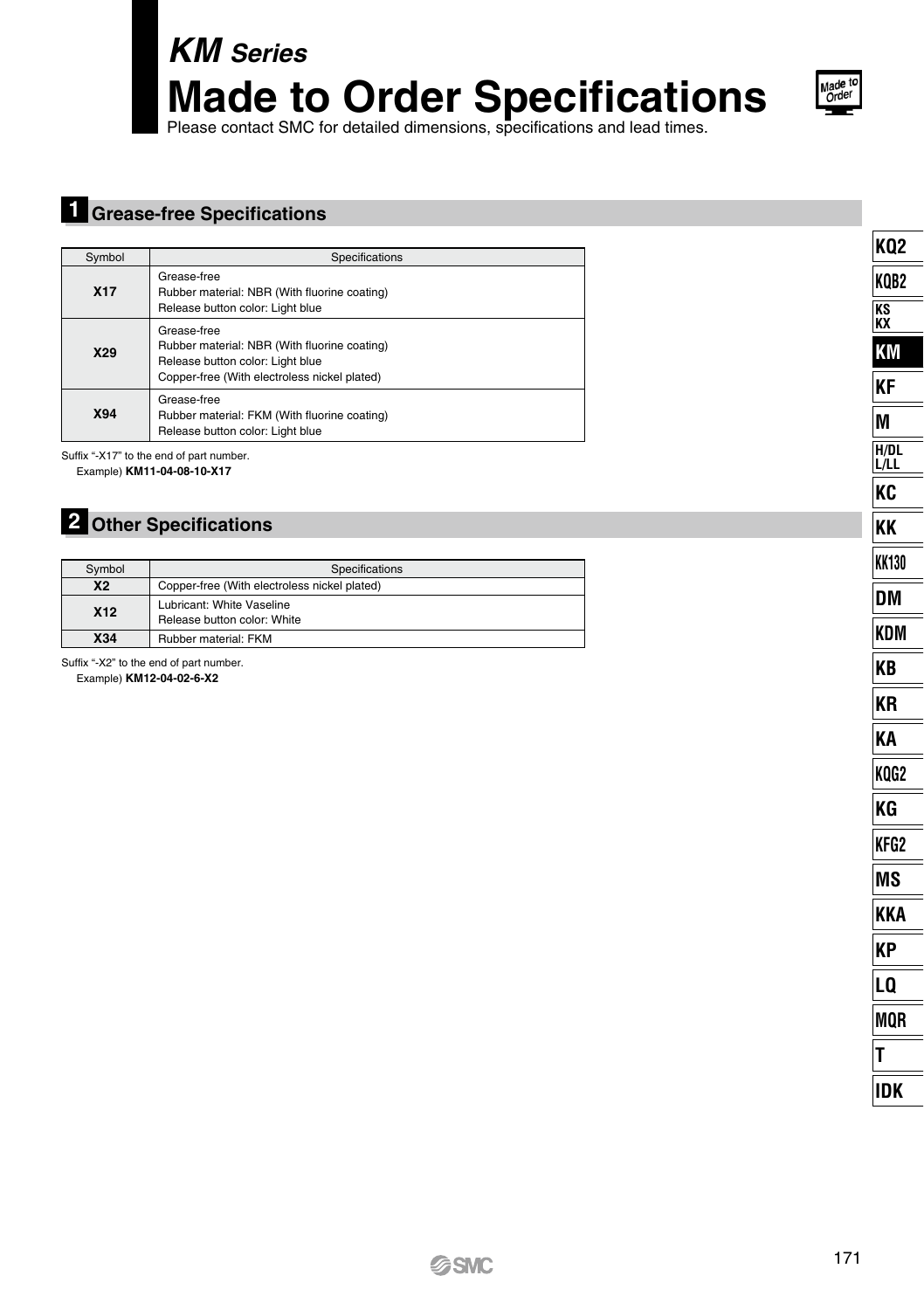# *KM Series*
# Made to Order Specifications

Please contact SMC for detailed dimensions, specifications and lead times.

## 1 Grease-free Specifications

| Symbol | Specifications |
|---|---|
| **X17** | Grease-free<br>Rubber material: NBR (With fluorine coating)<br>Release button color: Light blue |
| **X29** | Grease-free<br>Rubber material: NBR (With fluorine coating)<br>Release button color: Light blue<br>Copper-free (With electroless nickel plated) |
| **X94** | Grease-free<br>Rubber material: FKM (With fluorine coating)<br>Release button color: Light blue |

Suffix "-X17" to the end of part number.
Example) **KM11-04-08-10-X17**

## 2 Other Specifications

| Symbol | Specifications |
|---|---|
| **X2** | Copper-free (With electroless nickel plated) |
| **X12** | Lubricant: White Vaseline<br>Release button color: White |
| **X34** | Rubber material: FKM |

Suffix "-X2" to the end of part number.
Example) **KM12-04-02-6-X2**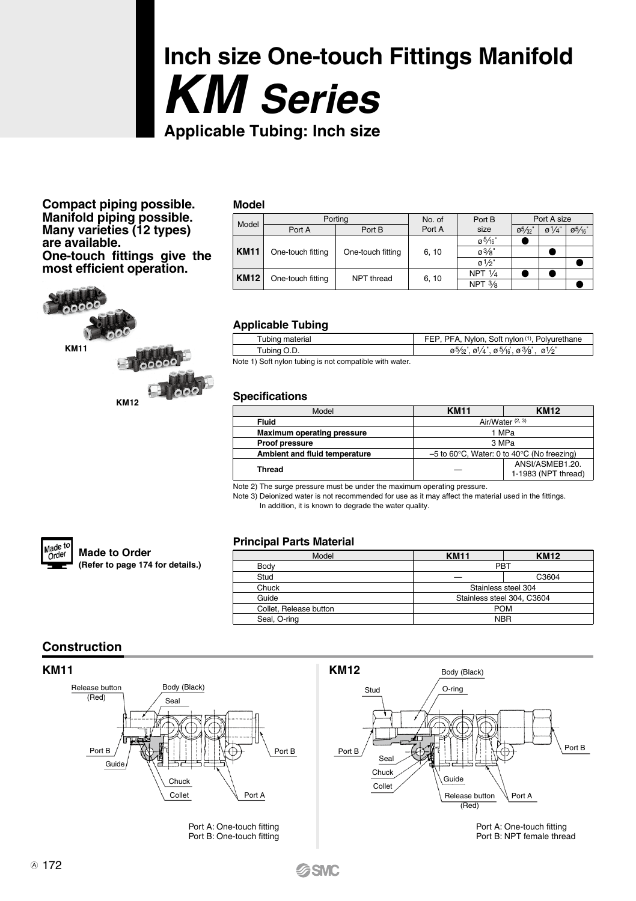# Inch size One-touch Fittings Manifold

# *KM Series*

## Applicable Tubing: Inch size

**Compact piping possible.**
**Manifold piping possible.**
**Many varieties (12 types) are available.**
**One-touch fittings give the most efficient operation.**

KM11

KM12

### Model

| Model | Porting | | No. of Port A | Port B size | Port A size | | |
|---|---|---|---|---|---|---|---|
| | Port A | Port B | | | ø5/32" | ø1/4" | ø5/16" |
| KM11 | One-touch fitting | One-touch fitting | 6, 10 | ø5/16" | ● | | |
| | | | | ø3/8" | | ● | |
| | | | | ø1/2" | | | ● |
| KM12 | One-touch fitting | NPT thread | 6, 10 | NPT 1/4 | ● | ● | |
| | | | | NPT 3/8 | | | ● |

### Applicable Tubing

| | |
|---|---|
| Tubing material | FEP, PFA, Nylon, Soft nylon [1], Polyurethane |
| Tubing O.D. | ø5/32", ø1/4", ø5/16", ø3/8", ø1/2" |

Note 1) Soft nylon tubing is not compatible with water.

### Specifications

| Model | KM11 | KM12 |
|---|---|---|
| **Fluid** | Air/Water [2, 3] | |
| **Maximum operating pressure** | 1 MPa | |
| **Proof pressure** | 3 MPa | |
| **Ambient and fluid temperature** | –5 to 60°C, Water: 0 to 40°C (No freezing) | |
| **Thread** | — | ANSI/ASMEB1.20. 1-1983 (NPT thread) |

Note 2) The surge pressure must be under the maximum operating pressure.
Note 3) Deionized water is not recommended for use as it may affect the material used in the fittings. In addition, it is known to degrade the water quality.

**Made to Order**
**(Refer to page 174 for details.)**

### Principal Parts Material

| Model | KM11 | KM12 |
|---|---|---|
| Body | PBT | |
| Stud | — | C3604 |
| Chuck | Stainless steel 304 | |
| Guide | Stainless steel 304, C3604 | |
| Collet, Release button | POM | |
| Seal, O-ring | NBR | |

## Construction

### KM11

Release button (Red)
Body (Black)
Seal
Port B
Guide
Chuck
Collet
Port A
Port B

Port A: One-touch fitting
Port B: One-touch fitting

### KM12

Body (Black)
Stud
O-ring
Port B
Seal
Chuck
Collet
Guide
Release button (Red)
Port A
Port B

Port A: One-touch fitting
Port B: NPT female thread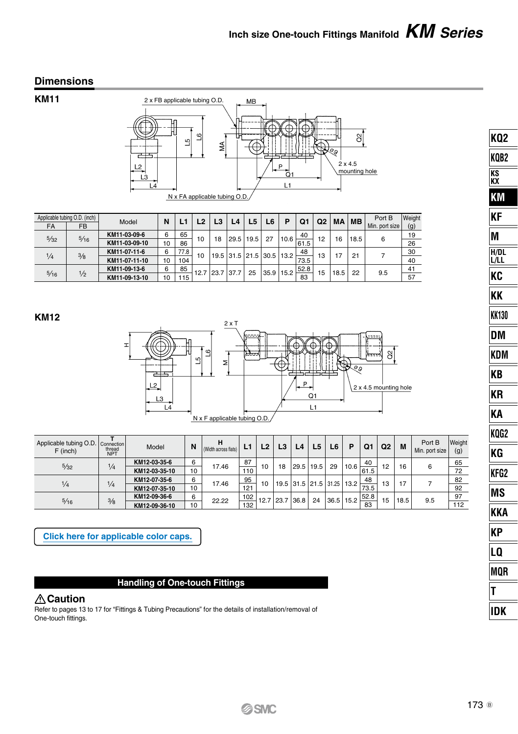## Dimensions

### KM11

2 x FB applicable tubing O.D.
MB
L5
L6
MA
Q2
ø9
2 x 4.5 mounting hole
L2
L3
L4
P
Q1
L1
N x FA applicable tubing O.D.

| Applicable tubing O.D. (inch) FA | FB | Model | N | L1 | L2 | L3 | L4 | L5 | L6 | P | Q1 | Q2 | MA | MB | Port B Min. port size | Weight (g) |
|---|---|---|---|---|---|---|---|---|---|---|---|---|---|---|---|---|
| 5⁄32 | 5⁄16 | KM11-03-09-6 | 6 | 65 | 10 | 18 | 29.5 | 19.5 | 27 | 10.6 | 40 | 12 | 16 | 18.5 | 6 | 19 |
| | | KM11-03-09-10 | 10 | 86 | | | | | | | 61.5 | | | | | 26 |
| 1⁄4 | 3⁄8 | KM11-07-11-6 | 6 | 77.8 | 10 | 19.5 | 31.5 | 21.5 | 30.5 | 13.2 | 48 | 13 | 17 | 21 | 7 | 30 |
| | | KM11-07-11-10 | 10 | 104 | | | | | | | 73.5 | | | | | 40 |
| 5⁄16 | 1⁄2 | KM11-09-13-6 | 6 | 85 | 12.7 | 23.7 | 37.7 | 25 | 35.9 | 15.2 | 52.8 | 15 | 18.5 | 22 | 9.5 | 41 |
| | | KM11-09-13-10 | 10 | 115 | | | | | | | 83 | | | | | 57 |

### KM12

2 x T
H
L5
L6
M
Q2
ø9
2 x 4.5 mounting hole
L2
L3
L4
P
Q1
L1
N x F applicable tubing O.D.

| Applicable tubing O.D. F (inch) | T Connection thread NPT | Model | N | H (Width across flats) | L1 | L2 | L3 | L4 | L5 | L6 | P | Q1 | Q2 | M | Port B Min. port size | Weight (g) |
|---|---|---|---|---|---|---|---|---|---|---|---|---|---|---|---|---|
| 5⁄32 | 1⁄4 | KM12-03-35-6 | 6 | 17.46 | 87 | 10 | 18 | 29.5 | 19.5 | 29 | 10.6 | 40 | 12 | 16 | 6 | 65 |
| | | KM12-03-35-10 | 10 | | 110 | | | | | | | 61.5 | | | | 72 |
| 1⁄4 | 1⁄4 | KM12-07-35-6 | 6 | 17.46 | 95 | 10 | 19.5 | 31.5 | 21.5 | 31.25 | 13.2 | 48 | 13 | 17 | 7 | 82 |
| | | KM12-07-35-10 | 10 | | 121 | | | | | | | 73.5 | | | | 92 |
| 5⁄16 | 3⁄8 | KM12-09-36-6 | 6 | 22.22 | 102 | 12.7 | 23.7 | 36.8 | 24 | 36.5 | 15.2 | 52.8 | 15 | 18.5 | 9.5 | 97 |
| | | KM12-09-36-10 | 10 | | 132 | | | | | | | 83 | | | | 112 |

Click here for applicable color caps.

## Handling of One-touch Fittings

### ⚠Caution

Refer to pages 13 to 17 for "Fittings & Tubing Precautions" for the details of installation/removal of One-touch fittings.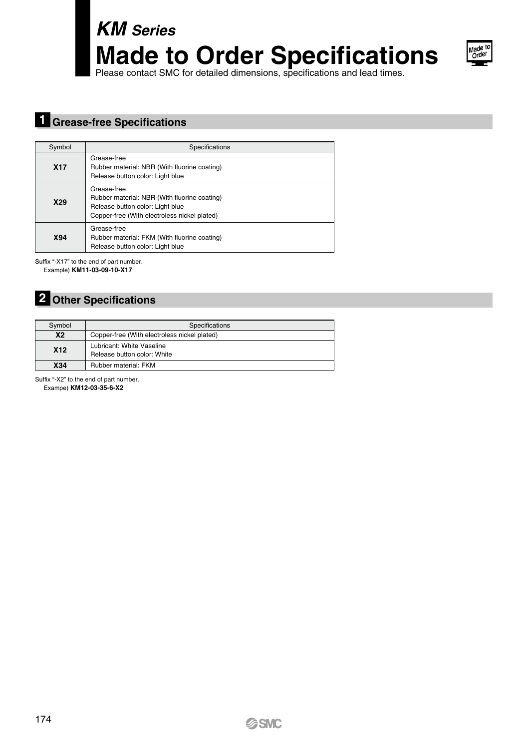# *KM Series*
# Made to Order Specifications

Please contact SMC for detailed dimensions, specifications and lead times.

## 1 Grease-free Specifications

| Symbol | Specifications |
|---|---|
| **X17** | Grease-free<br>Rubber material: NBR (With fluorine coating)<br>Release button color: Light blue |
| **X29** | Grease-free<br>Rubber material: NBR (With fluorine coating)<br>Release button color: Light blue<br>Copper-free (With electroless nickel plated) |
| **X94** | Grease-free<br>Rubber material: FKM (With fluorine coating)<br>Release button color: Light blue |

Suffix "-X17" to the end of part number.
Example) **KM11-03-09-10-X17**

## 2 Other Specifications

| Symbol | Specifications |
|---|---|
| **X2** | Copper-free (With electroless nickel plated) |
| **X12** | Lubricant: White Vaseline<br>Release button color: White |
| **X34** | Rubber material: FKM |

Suffix "-X2" to the end of part number.
Exampe) **KM12-03-35-6-X2**